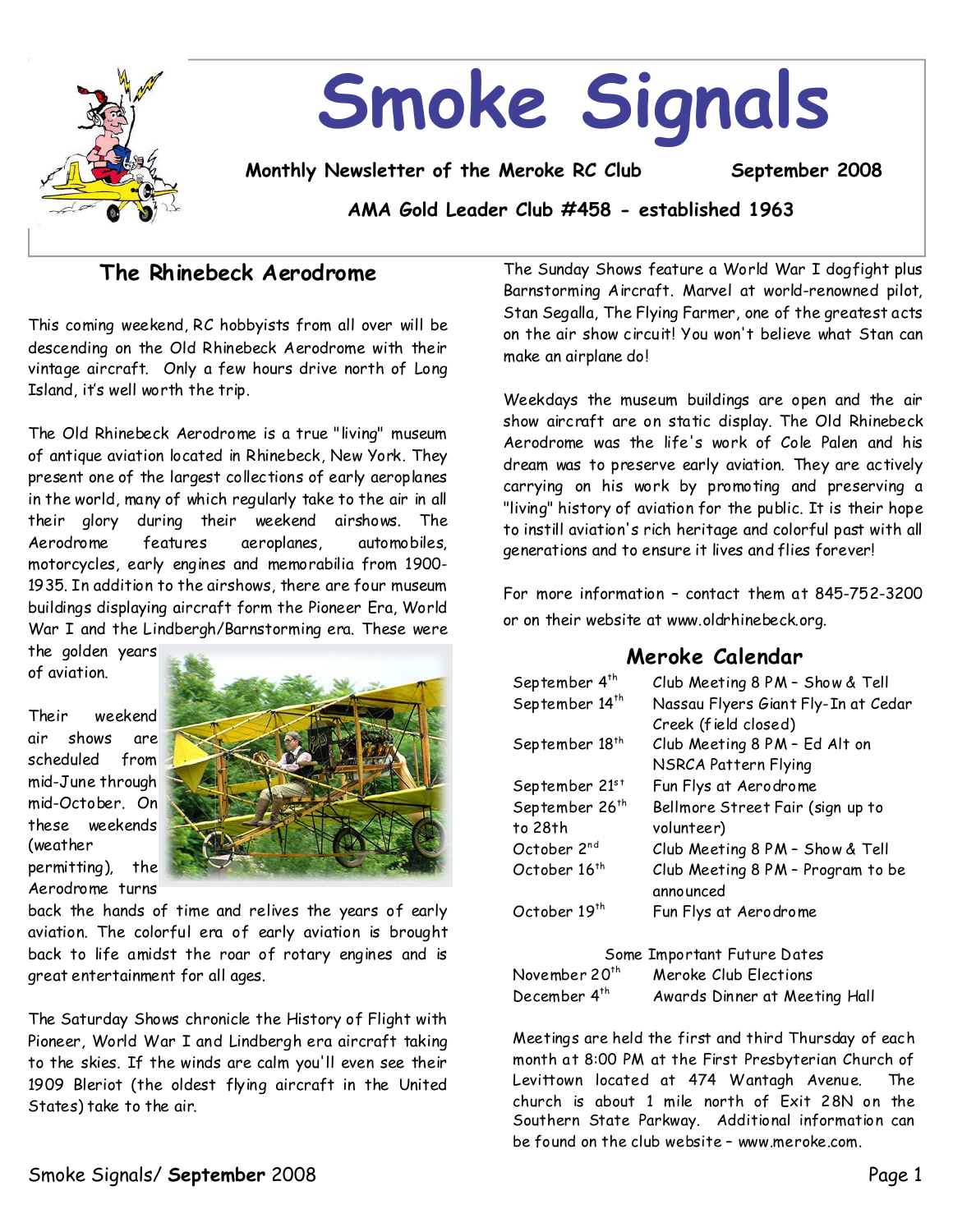# Smoke Signals

**Monthly Newsletter of the Meroke RC Club** **September 2008**

**AMA Gold Leader Club #458 - established 1963**

## The Rhinebeck Aerodrome

This coming weekend, RC hobbyists from all over will be descending on the Old Rhinebeck Aerodrome with their vintage aircraft. Only a few hours drive north of Long Island, it's well worth the trip.

The Old Rhinebeck Aerodrome is a true "living" museum of antique aviation located in Rhinebeck, New York. They present one of the largest collections of early aeroplanes in the world, many of which regularly take to the air in all their glory during their weekend airshows. The Aerodrome features aeroplanes, automobiles, motorcycles, early engines and memorabilia from 1900-1935. In addition to the airshows, there are four museum buildings displaying aircraft form the Pioneer Era, World War I and the Lindbergh/Barnstorming era. These were the golden years of aviation.

Their weekend air shows are scheduled from mid-June through mid-October. On these weekends (weather permitting), the Aerodrome turns back the hands of time and relives the years of early aviation. The colorful era of early aviation is brought back to life amidst the roar of rotary engines and is great entertainment for all ages.

The Saturday Shows chronicle the History of Flight with Pioneer, World War I and Lindbergh era aircraft taking to the skies. If the winds are calm you'll even see their 1909 Bleriot (the oldest flying aircraft in the United States) take to the air.

The Sunday Shows feature a World War I dogfight plus Barnstorming Aircraft. Marvel at world-renowned pilot, Stan Segalla, The Flying Farmer, one of the greatest acts on the air show circuit! You won't believe what Stan can make an airplane do!

Weekdays the museum buildings are open and the air show aircraft are on static display. The Old Rhinebeck Aerodrome was the life's work of Cole Palen and his dream was to preserve early aviation. They are actively carrying on his work by promoting and preserving a "living" history of aviation for the public. It is their hope to instill aviation's rich heritage and colorful past with all generations and to ensure it lives and flies forever!

For more information – contact them at 845-752-3200 or on their website at www.oldrhinebeck.org.

## Meroke Calendar

| | |
|---|---|
| September 4th | Club Meeting 8 PM – Show & Tell |
| September 14th | Nassau Flyers Giant Fly-In at Cedar Creek (field closed) |
| September 18th | Club Meeting 8 PM – Ed Alt on NSRCA Pattern Flying |
| September 21st | Fun Flys at Aerodrome |
| September 26th to 28th | Bellmore Street Fair (sign up to volunteer) |
| October 2nd | Club Meeting 8 PM – Show & Tell |
| October 16th | Club Meeting 8 PM – Program to be announced |
| October 19th | Fun Flys at Aerodrome |

Some Important Future Dates

| | |
|---|---|
| November 20th | Meroke Club Elections |
| December 4th | Awards Dinner at Meeting Hall |

Meetings are held the first and third Thursday of each month at 8:00 PM at the First Presbyterian Church of Levittown located at 474 Wantagh Avenue. The church is about 1 mile north of Exit 28N on the Southern State Parkway. Additional information can be found on the club website – www.meroke.com.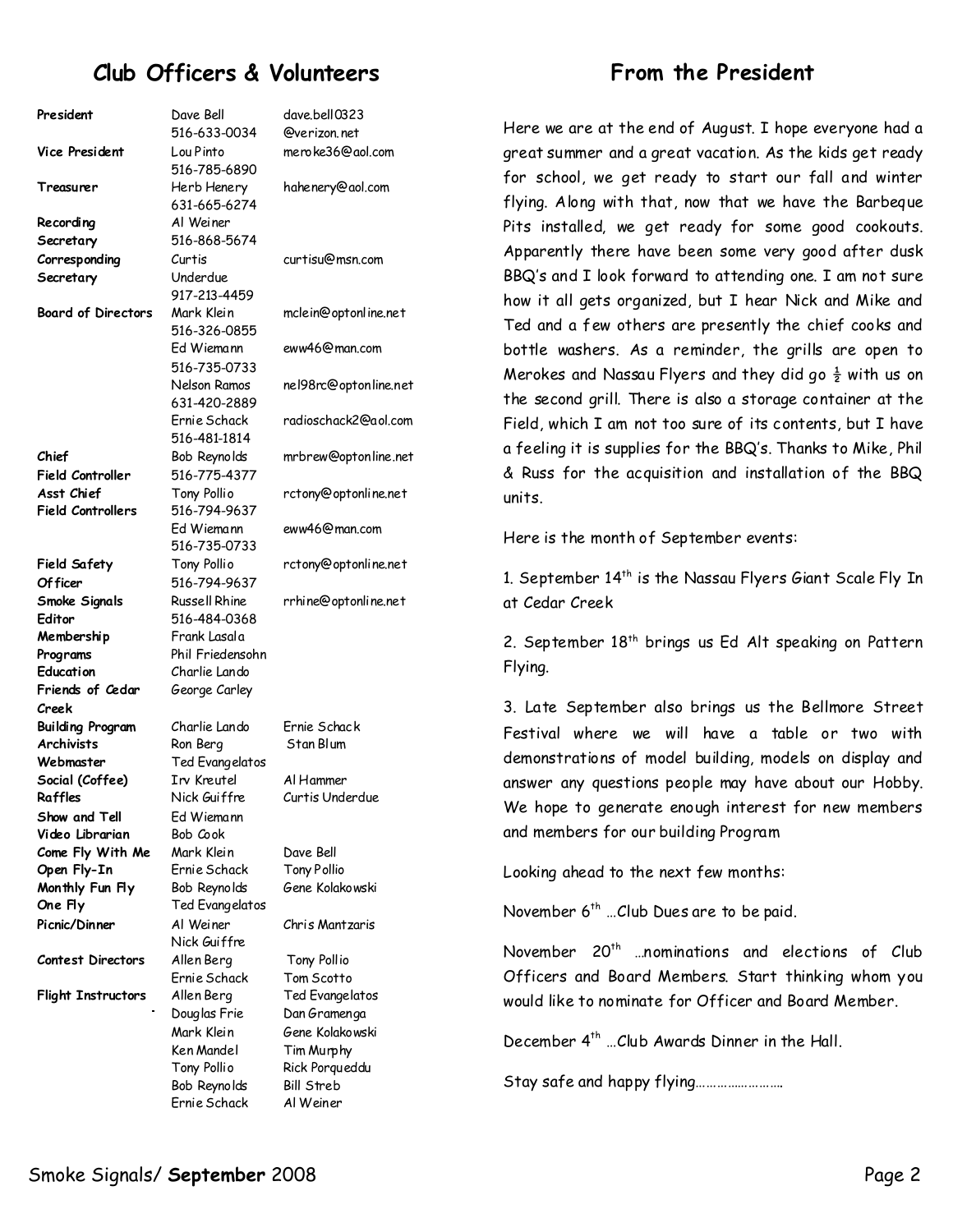## Club Officers & Volunteers

| | | |
|---|---|---|
| **President** | Dave Bell 516-633-0034 | dave.bell0323 @verizon.net |
| **Vice President** | Lou Pinto 516-785-6890 | meroke36@aol.com |
| **Treasurer** | Herb Henery 631-665-6274 | hahenery@aol.com |
| **Recording Secretary** | Al Weiner 516-868-5674 | |
| **Corresponding Secretary** | Curtis Underdue 917-213-4459 | curtisu@msn.com |
| **Board of Directors** | Mark Klein 516-326-0855 | mclein@optonline.net |
| | Ed Wiemann 516-735-0733 | eww46@man.com |
| | Nelson Ramos 631-420-2889 | nel98rc@optonline.net |
| | Ernie Schack 516-481-1814 | radioschack2@aol.com |
| **Chief Field Controller** | Bob Reynolds 516-775-4377 | mrbrew@optonline.net |
| **Asst Chief Field Controllers** | Tony Pollio 516-794-9637 | rctony@optonline.net |
| | Ed Wiemann 516-735-0733 | eww46@man.com |
| **Field Safety Officer** | Tony Pollio 516-794-9637 | rctony@optonline.net |
| **Smoke Signals Editor** | Russell Rhine 516-484-0368 | rrhine@optonline.net |
| **Membership** | Frank Lasala | |
| **Programs** | Phil Friedensohn | |
| **Education** | Charlie Lando | |
| **Friends of Cedar Creek** | George Carley | |
| **Building Program** | Charlie Lando | Ernie Schack |
| **Archivists** | Ron Berg | Stan Blum |
| **Webmaster** | Ted Evangelatos | |
| **Social (Coffee)** | Irv Kreutel | Al Hammer |
| **Raffles** | Nick Guiffre | Curtis Underdue |
| **Show and Tell** | Ed Wiemann | |
| **Video Librarian** | Bob Cook | |
| **Come Fly With Me** | Mark Klein | Dave Bell |
| **Open Fly-In** | Ernie Schack | Tony Pollio |
| **Monthly Fun Fly** | Bob Reynolds | Gene Kolakowski |
| **One Fly** | Ted Evangelatos | |
| **Picnic/Dinner** | Al Weiner | Chris Mantzaris |
| | Nick Guiffre | |
| **Contest Directors** | Allen Berg | Tony Pollio |
| | Ernie Schack | Tom Scotto |
| **Flight Instructors** | Allen Berg | Ted Evangelatos |
| | Douglas Frie | Dan Gramenga |
| | Mark Klein | Gene Kolakowski |
| | Ken Mandel | Tim Murphy |
| | Tony Pollio | Rick Porqueddu |
| | Bob Reynolds | Bill Streb |
| | Ernie Schack | Al Weiner |

## From the President

Here we are at the end of August. I hope everyone had a great summer and a great vacation. As the kids get ready for school, we get ready to start our fall and winter flying. Along with that, now that we have the Barbeque Pits installed, we get ready for some good cookouts. Apparently there have been some very good after dusk BBQ's and I look forward to attending one. I am not sure how it all gets organized, but I hear Nick and Mike and Ted and a few others are presently the chief cooks and bottle washers. As a reminder, the grills are open to Merokes and Nassau Flyers and they did go ½ with us on the second grill. There is also a storage container at the Field, which I am not too sure of its contents, but I have a feeling it is supplies for the BBQ's. Thanks to Mike, Phil & Russ for the acquisition and installation of the BBQ units.

Here is the month of September events:

1. September 14th is the Nassau Flyers Giant Scale Fly In at Cedar Creek

2. September 18th brings us Ed Alt speaking on Pattern Flying.

3. Late September also brings us the Bellmore Street Festival where we will have a table or two with demonstrations of model building, models on display and answer any questions people may have about our Hobby. We hope to generate enough interest for new members and members for our building Program

Looking ahead to the next few months:

November 6th …Club Dues are to be paid.

November 20th …nominations and elections of Club Officers and Board Members. Start thinking whom you would like to nominate for Officer and Board Member.

December 4th …Club Awards Dinner in the Hall.

Stay safe and happy flying……………………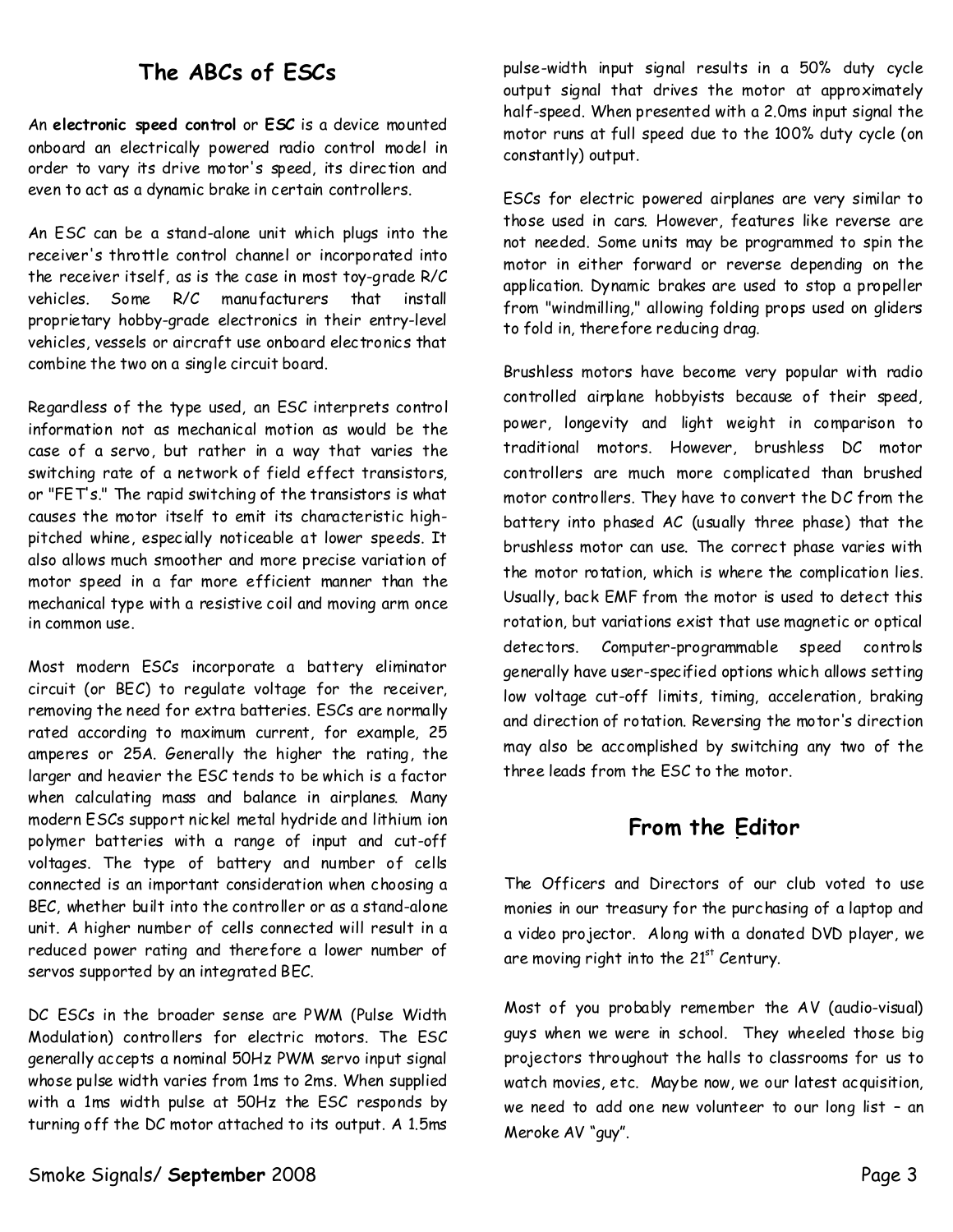## The ABCs of ESCs

An **electronic speed control** or **ESC** is a device mounted onboard an electrically powered radio control model in order to vary its drive motor's speed, its direction and even to act as a dynamic brake in certain controllers.

An ESC can be a stand-alone unit which plugs into the receiver's throttle control channel or incorporated into the receiver itself, as is the case in most toy-grade R/C vehicles. Some R/C manufacturers that install proprietary hobby-grade electronics in their entry-level vehicles, vessels or aircraft use onboard electronics that combine the two on a single circuit board.

Regardless of the type used, an ESC interprets control information not as mechanical motion as would be the case of a servo, but rather in a way that varies the switching rate of a network of field effect transistors, or "FET's." The rapid switching of the transistors is what causes the motor itself to emit its characteristic high-pitched whine, especially noticeable at lower speeds. It also allows much smoother and more precise variation of motor speed in a far more efficient manner than the mechanical type with a resistive coil and moving arm once in common use.

Most modern ESCs incorporate a battery eliminator circuit (or BEC) to regulate voltage for the receiver, removing the need for extra batteries. ESCs are normally rated according to maximum current, for example, 25 amperes or 25A. Generally the higher the rating, the larger and heavier the ESC tends to be which is a factor when calculating mass and balance in airplanes. Many modern ESCs support nickel metal hydride and lithium ion polymer batteries with a range of input and cut-off voltages. The type of battery and number of cells connected is an important consideration when choosing a BEC, whether built into the controller or as a stand-alone unit. A higher number of cells connected will result in a reduced power rating and therefore a lower number of servos supported by an integrated BEC.

DC ESCs in the broader sense are PWM (Pulse Width Modulation) controllers for electric motors. The ESC generally accepts a nominal 50Hz PWM servo input signal whose pulse width varies from 1ms to 2ms. When supplied with a 1ms width pulse at 50Hz the ESC responds by turning off the DC motor attached to its output. A 1.5ms pulse-width input signal results in a 50% duty cycle output signal that drives the motor at approximately half-speed. When presented with a 2.0ms input signal the motor runs at full speed due to the 100% duty cycle (on constantly) output.

ESCs for electric powered airplanes are very similar to those used in cars. However, features like reverse are not needed. Some units may be programmed to spin the motor in either forward or reverse depending on the application. Dynamic brakes are used to stop a propeller from "windmilling," allowing folding props used on gliders to fold in, therefore reducing drag.

Brushless motors have become very popular with radio controlled airplane hobbyists because of their speed, power, longevity and light weight in comparison to traditional motors. However, brushless DC motor controllers are much more complicated than brushed motor controllers. They have to convert the DC from the battery into phased AC (usually three phase) that the brushless motor can use. The correct phase varies with the motor rotation, which is where the complication lies. Usually, back EMF from the motor is used to detect this rotation, but variations exist that use magnetic or optical detectors. Computer-programmable speed controls generally have user-specified options which allows setting low voltage cut-off limits, timing, acceleration, braking and direction of rotation. Reversing the motor's direction may also be accomplished by switching any two of the three leads from the ESC to the motor.

## From the Editor

The Officers and Directors of our club voted to use monies in our treasury for the purchasing of a laptop and a video projector. Along with a donated DVD player, we are moving right into the 21st Century.

Most of you probably remember the AV (audio-visual) guys when we were in school. They wheeled those big projectors throughout the halls to classrooms for us to watch movies, etc. Maybe now, we our latest acquisition, we need to add one new volunteer to our long list – an Meroke AV "guy".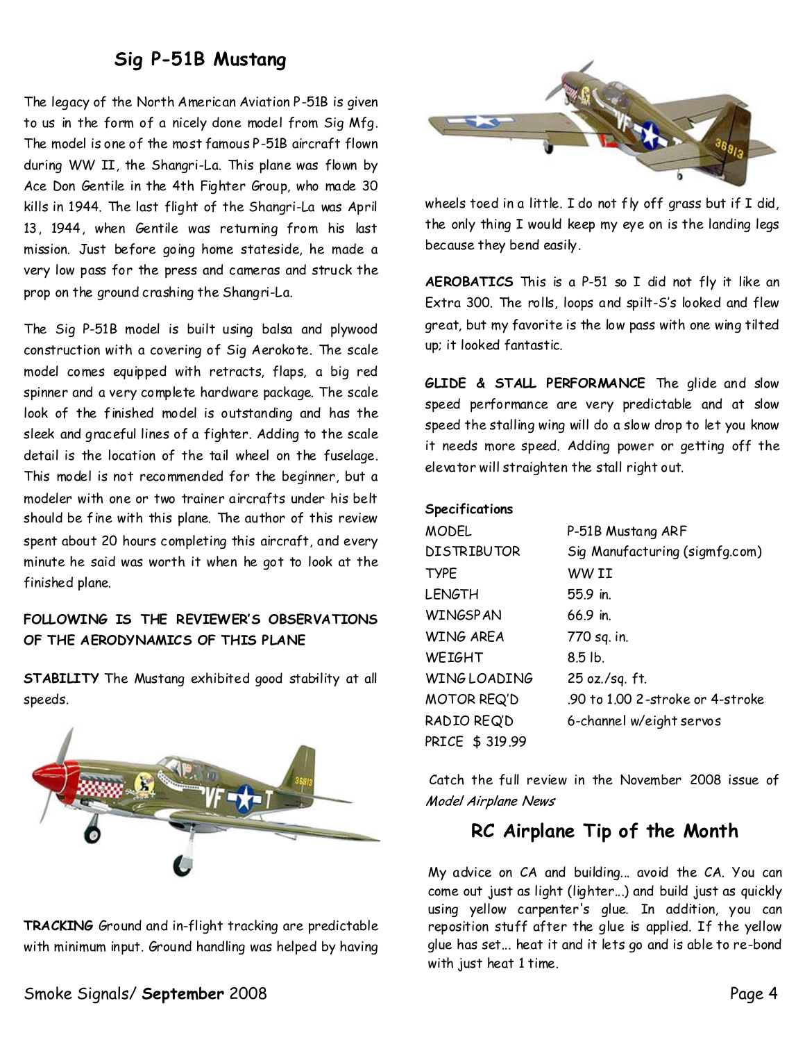## Sig P-51B Mustang

The legacy of the North American Aviation P-51B is given to us in the form of a nicely done model from Sig Mfg. The model is one of the most famous P-51B aircraft flown during WW II, the Shangri-La. This plane was flown by Ace Don Gentile in the 4th Fighter Group, who made 30 kills in 1944. The last flight of the Shangri-La was April 13, 1944, when Gentile was returning from his last mission. Just before going home stateside, he made a very low pass for the press and cameras and struck the prop on the ground crashing the Shangri-La.

The Sig P-51B model is built using balsa and plywood construction with a covering of Sig Aerokote. The scale model comes equipped with retracts, flaps, a big red spinner and a very complete hardware package. The scale look of the finished model is outstanding and has the sleek and graceful lines of a fighter. Adding to the scale detail is the location of the tail wheel on the fuselage. This model is not recommended for the beginner, but a modeler with one or two trainer aircrafts under his belt should be fine with this plane. The author of this review spent about 20 hours completing this aircraft, and every minute he said was worth it when he got to look at the finished plane.

**FOLLOWING IS THE REVIEWER'S OBSERVATIONS OF THE AERODYNAMICS OF THIS PLANE**

**STABILITY** The Mustang exhibited good stability at all speeds.

**TRACKING** Ground and in-flight tracking are predictable with minimum input. Ground handling was helped by having wheels toed in a little. I do not fly off grass but if I did, the only thing I would keep my eye on is the landing legs because they bend easily.

**AEROBATICS** This is a P-51 so I did not fly it like an Extra 300. The rolls, loops and spilt-S's looked and flew great, but my favorite is the low pass with one wing tilted up; it looked fantastic.

**GLIDE & STALL PERFORMANCE** The glide and slow speed performance are very predictable and at slow speed the stalling wing will do a slow drop to let you know it needs more speed. Adding power or getting off the elevator will straighten the stall right out.

**Specifications**

| | |
|---|---|
| MODEL | P-51B Mustang ARF |
| DISTRIBUTOR | Sig Manufacturing (sigmfg.com) |
| TYPE | WW II |
| LENGTH | 55.9 in. |
| WINGSPAN | 66.9 in. |
| WING AREA | 770 sq. in. |
| WEIGHT | 8.5 lb. |
| WING LOADING | 25 oz./sq. ft. |
| MOTOR REQ'D | .90 to 1.00 2-stroke or 4-stroke |
| RADIO REQ'D | 6-channel w/eight servos |
| PRICE $ 319.99 | |

Catch the full review in the November 2008 issue of *Model Airplane News*

## RC Airplane Tip of the Month

My advice on CA and building... avoid the CA. You can come out just as light (lighter...) and build just as quickly using yellow carpenter's glue. In addition, you can reposition stuff after the glue is applied. If the yellow glue has set... heat it and it lets go and is able to re-bond with just heat 1 time.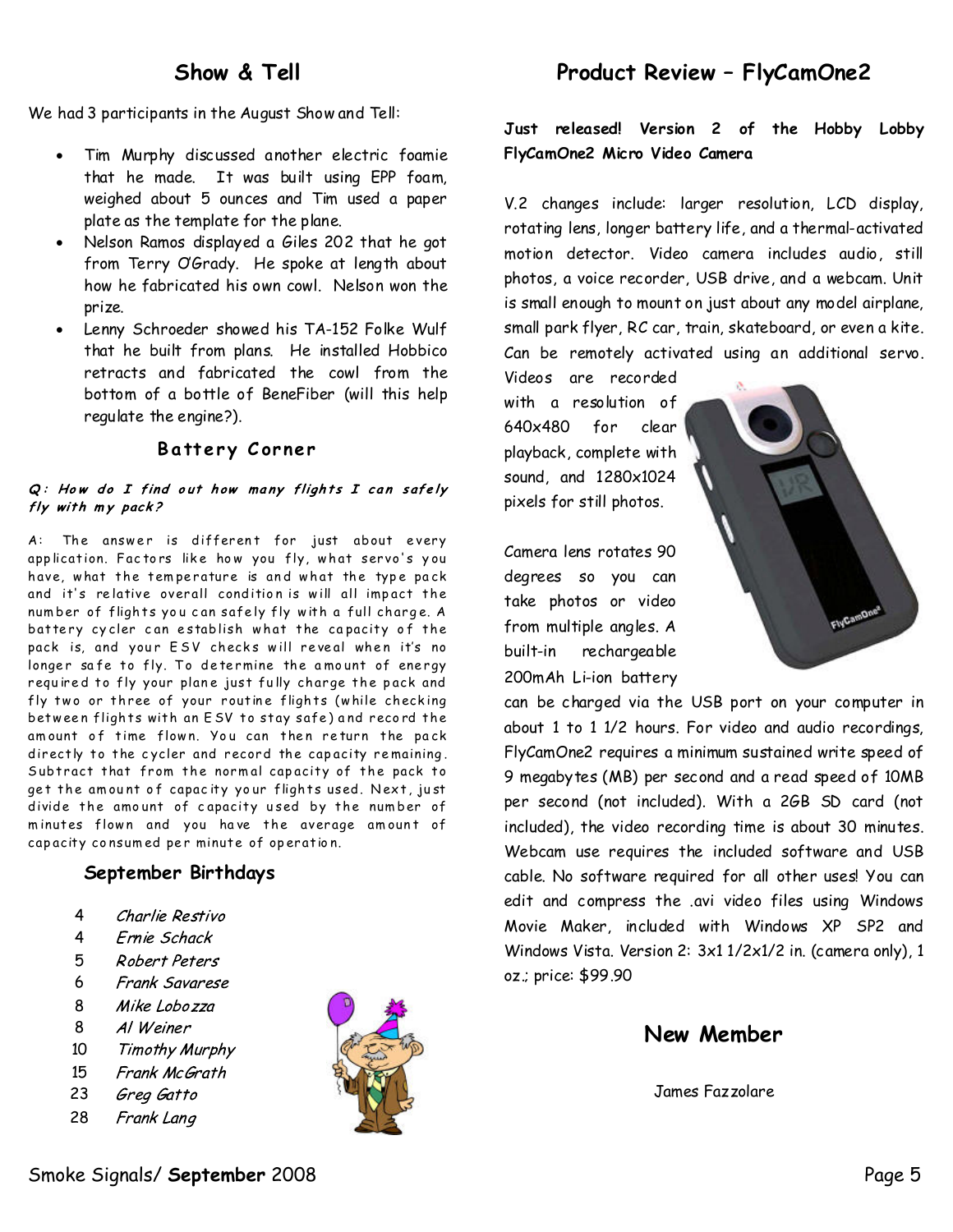## Show & Tell

We had 3 participants in the August Show and Tell:

- Tim Murphy discussed another electric foamie that he made. It was built using EPP foam, weighed about 5 ounces and Tim used a paper plate as the template for the plane.
- Nelson Ramos displayed a Giles 202 that he got from Terry O'Grady. He spoke at length about how he fabricated his own cowl. Nelson won the prize.
- Lenny Schroeder showed his TA-152 Folke Wulf that he built from plans. He installed Hobbico retracts and fabricated the cowl from the bottom of a bottle of BeneFiber (will this help regulate the engine?).

## Battery Corner

***Q: How do I find out how many flights I can safely fly with my pack?***

A: The answer is different for just about every application. Factors like how you fly, what servo's you have, what the temperature is and what the type pack and it's relative overall condition is will all impact the number of flights you can safely fly with a full charge. A battery cycler can establish what the capacity of the pack is, and your ESV checks will reveal when it's no longer safe to fly. To determine the amount of energy required to fly your plane just fully charge the pack and fly two or three of your routine flights (while checking between flights with an ESV to stay safe) and record the amount of time flown. You can then return the pack directly to the cycler and record the capacity remaining. Subtract that from the normal capacity of the pack to get the amount of capacity your flights used. Next, just divide the amount of capacity used by the number of minutes flown and you have the average amount of capacity consumed per minute of operation.

## September Birthdays

| | |
|---|---|
| 4 | *Charlie Restivo* |
| 4 | *Ernie Schack* |
| 5 | *Robert Peters* |
| 6 | *Frank Savarese* |
| 8 | *Mike Lobozza* |
| 8 | *Al Weiner* |
| 10 | *Timothy Murphy* |
| 15 | *Frank McGrath* |
| 23 | *Greg Gatto* |
| 28 | *Frank Lang* |

## Product Review – FlyCamOne2

**Just released! Version 2 of the Hobby Lobby FlyCamOne2 Micro Video Camera**

V.2 changes include: larger resolution, LCD display, rotating lens, longer battery life, and a thermal-activated motion detector. Video camera includes audio, still photos, a voice recorder, USB drive, and a webcam. Unit is small enough to mount on just about any model airplane, small park flyer, RC car, train, skateboard, or even a kite. Can be remotely activated using an additional servo. Videos are recorded with a resolution of 640x480 for clear playback, complete with sound, and 1280x1024 pixels for still photos.

Camera lens rotates 90 degrees so you can take photos or video from multiple angles. A built-in rechargeable 200mAh Li-ion battery can be charged via the USB port on your computer in about 1 to 1 1/2 hours. For video and audio recordings, FlyCamOne2 requires a minimum sustained write speed of 9 megabytes (MB) per second and a read speed of 10MB per second (not included). With a 2GB SD card (not included), the video recording time is about 30 minutes. Webcam use requires the included software and USB cable. No software required for all other uses! You can edit and compress the .avi video files using Windows Movie Maker, included with Windows XP SP2 and Windows Vista. Version 2: 3x1 1/2x1/2 in. (camera only), 1 oz.; price: $99.90

## New Member

James Fazzolare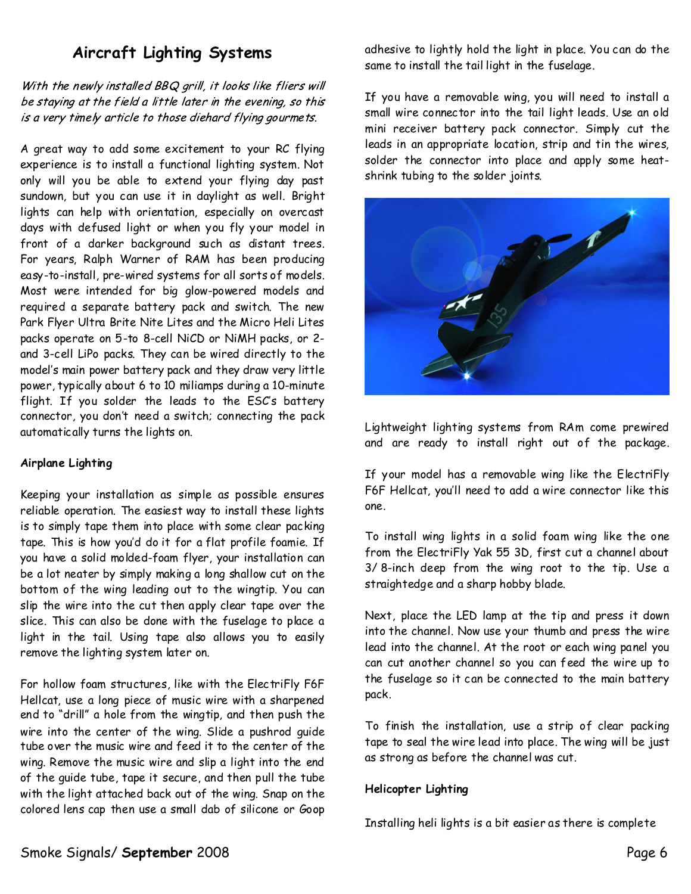# Aircraft Lighting Systems

*With the newly installed BBQ grill, it looks like fliers will be staying at the field a little later in the evening, so this is a very timely article to those diehard flying gourmets.*

A great way to add some excitement to your RC flying experience is to install a functional lighting system. Not only will you be able to extend your flying day past sundown, but you can use it in daylight as well. Bright lights can help with orientation, especially on overcast days with defused light or when you fly your model in front of a darker background such as distant trees. For years, Ralph Warner of RAM has been producing easy-to-install, pre-wired systems for all sorts of models. Most were intended for big glow-powered models and required a separate battery pack and switch. The new Park Flyer Ultra Brite Nite Lites and the Micro Heli Lites packs operate on 5-to 8-cell NiCD or NiMH packs, or 2- and 3-cell LiPo packs. They can be wired directly to the model's main power battery pack and they draw very little power, typically about 6 to 10 miliamps during a 10-minute flight. If you solder the leads to the ESC's battery connector, you don't need a switch; connecting the pack automatically turns the lights on.

**Airplane Lighting**

Keeping your installation as simple as possible ensures reliable operation. The easiest way to install these lights is to simply tape them into place with some clear packing tape. This is how you'd do it for a flat profile foamie. If you have a solid molded-foam flyer, your installation can be a lot neater by simply making a long shallow cut on the bottom of the wing leading out to the wingtip. You can slip the wire into the cut then apply clear tape over the slice. This can also be done with the fuselage to place a light in the tail. Using tape also allows you to easily remove the lighting system later on.

For hollow foam structures, like with the ElectriFly F6F Hellcat, use a long piece of music wire with a sharpened end to "drill" a hole from the wingtip, and then push the wire into the center of the wing. Slide a pushrod guide tube over the music wire and feed it to the center of the wing. Remove the music wire and slip a light into the end of the guide tube, tape it secure, and then pull the tube with the light attached back out of the wing. Snap on the colored lens cap then use a small dab of silicone or Goop adhesive to lightly hold the light in place. You can do the same to install the tail light in the fuselage.

If you have a removable wing, you will need to install a small wire connector into the tail light leads. Use an old mini receiver battery pack connector. Simply cut the leads in an appropriate location, strip and tin the wires, solder the connector into place and apply some heat-shrink tubing to the solder joints.

Lightweight lighting systems from RAm come prewired and are ready to install right out of the package.

If your model has a removable wing like the ElectriFly F6F Hellcat, you'll need to add a wire connector like this one.

To install wing lights in a solid foam wing like the one from the ElectriFly Yak 55 3D, first cut a channel about 3/8-inch deep from the wing root to the tip. Use a straightedge and a sharp hobby blade.

Next, place the LED lamp at the tip and press it down into the channel. Now use your thumb and press the wire lead into the channel. At the root or each wing panel you can cut another channel so you can feed the wire up to the fuselage so it can be connected to the main battery pack.

To finish the installation, use a strip of clear packing tape to seal the wire lead into place. The wing will be just as strong as before the channel was cut.

**Helicopter Lighting**

Installing heli lights is a bit easier as there is complete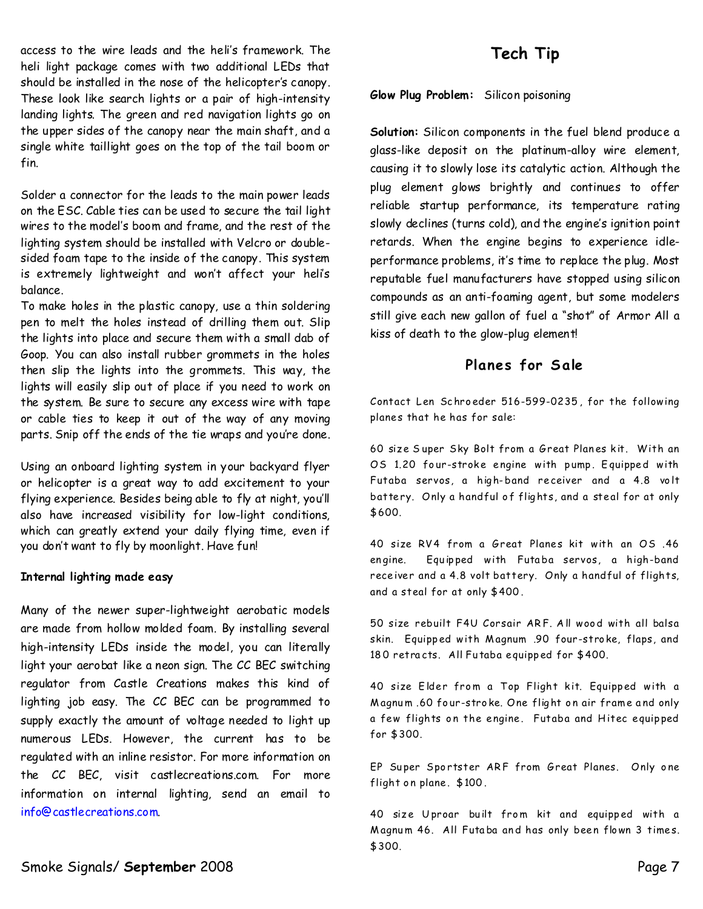access to the wire leads and the heli's framework. The heli light package comes with two additional LEDs that should be installed in the nose of the helicopter's canopy. These look like search lights or a pair of high-intensity landing lights. The green and red navigation lights go on the upper sides of the canopy near the main shaft, and a single white taillight goes on the top of the tail boom or fin.

Solder a connector for the leads to the main power leads on the ESC. Cable ties can be used to secure the tail light wires to the model's boom and frame, and the rest of the lighting system should be installed with Velcro or double-sided foam tape to the inside of the canopy. This system is extremely lightweight and won't affect your heli's balance.

To make holes in the plastic canopy, use a thin soldering pen to melt the holes instead of drilling them out. Slip the lights into place and secure them with a small dab of Goop. You can also install rubber grommets in the holes then slip the lights into the grommets. This way, the lights will easily slip out of place if you need to work on the system. Be sure to secure any excess wire with tape or cable ties to keep it out of the way of any moving parts. Snip off the ends of the tie wraps and you're done.

Using an onboard lighting system in your backyard flyer or helicopter is a great way to add excitement to your flying experience. Besides being able to fly at night, you'll also have increased visibility for low-light conditions, which can greatly extend your daily flying time, even if you don't want to fly by moonlight. Have fun!

**Internal lighting made easy**

Many of the newer super-lightweight aerobatic models are made from hollow molded foam. By installing several high-intensity LEDs inside the model, you can literally light your aerobat like a neon sign. The CC BEC switching regulator from Castle Creations makes this kind of lighting job easy. The CC BEC can be programmed to supply exactly the amount of voltage needed to light up numerous LEDs. However, the current has to be regulated with an inline resistor. For more information on the CC BEC, visit castlecreations.com. For more information on internal lighting, send an email to info@castlecreations.com.

## Tech Tip

**Glow Plug Problem:** Silicon poisoning

**Solution:** Silicon components in the fuel blend produce a glass-like deposit on the platinum-alloy wire element, causing it to slowly lose its catalytic action. Although the plug element glows brightly and continues to offer reliable startup performance, its temperature rating slowly declines (turns cold), and the engine's ignition point retards. When the engine begins to experience idle-performance problems, it's time to replace the plug. Most reputable fuel manufacturers have stopped using silicon compounds as an anti-foaming agent, but some modelers still give each new gallon of fuel a "shot" of Armor All a kiss of death to the glow-plug element!

## Planes for Sale

Contact Len Schroeder 516-599-0235, for the following planes that he has for sale:

60 size Super Sky Bolt from a Great Planes kit. With an OS 1.20 four-stroke engine with pump. Equipped with Futaba servos, a high-band receiver and a 4.8 volt battery. Only a handful of flights, and a steal for at only $600.

40 size RV4 from a Great Planes kit with an OS .46 engine. Equipped with Futaba servos, a high-band receiver and a 4.8 volt battery. Only a handful of flights, and a steal for at only $400.

50 size rebuilt F4U Corsair ARF. All wood with all balsa skin. Equipped with Magnum .90 four-stroke, flaps, and 180 retracts. All Futaba equipped for $400.

40 size Elder from a Top Flight kit. Equipped with a Magnum .60 four-stroke. One flight on air frame and only a few flights on the engine. Futaba and Hitec equipped for $300.

EP Super Sportster ARF from Great Planes. Only one flight on plane. $100.

40 size Uproar built from kit and equipped with a Magnum 46. All Futaba and has only been flown 3 times. $300.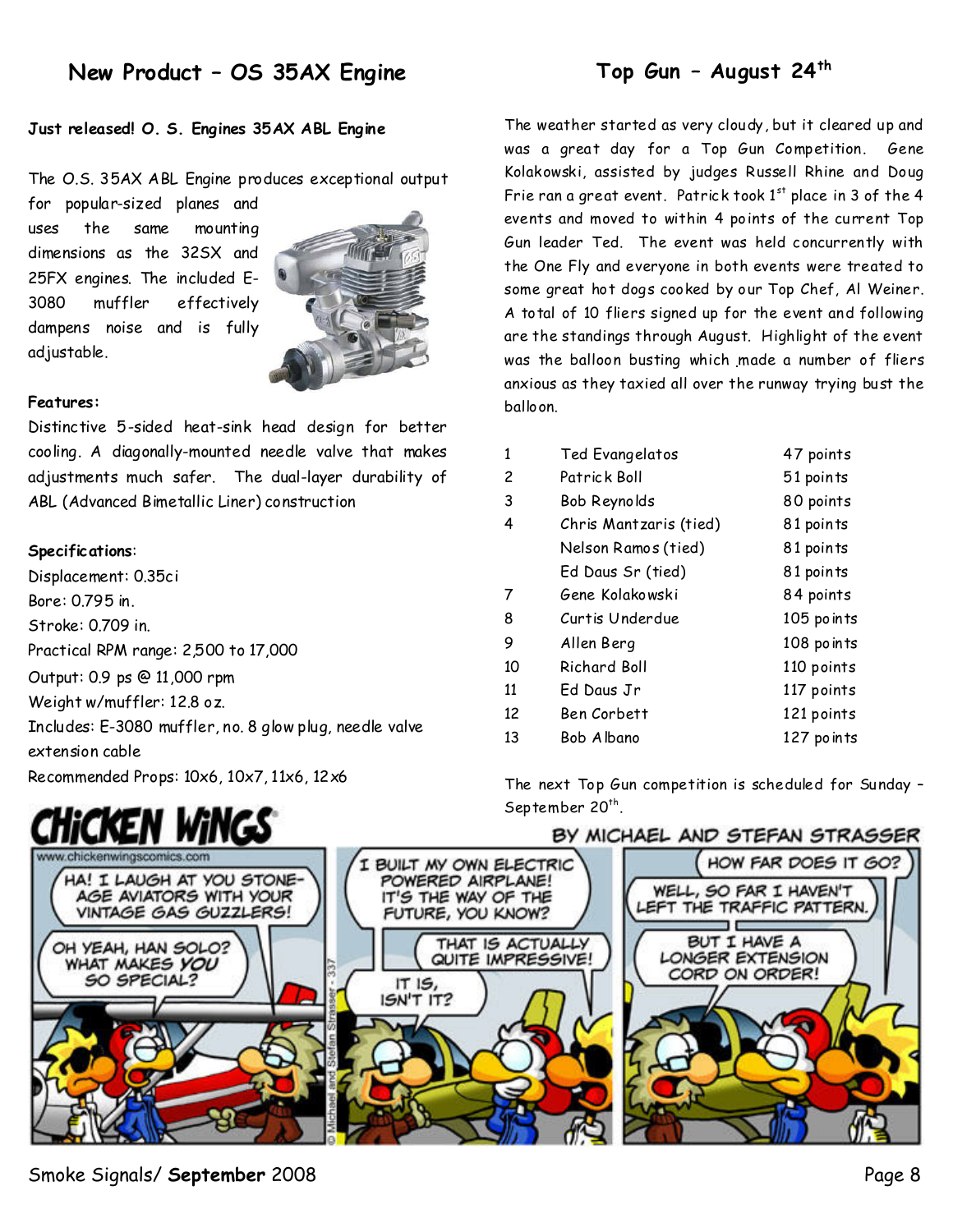## New Product – OS 35AX Engine

**Just released! O. S. Engines 35AX ABL Engine**

The O.S. 35AX ABL Engine produces exceptional output for popular-sized planes and uses the same mounting dimensions as the 32SX and 25FX engines. The included E-3080 muffler effectively dampens noise and is fully adjustable.

**Features:**

Distinctive 5-sided heat-sink head design for better cooling. A diagonally-mounted needle valve that makes adjustments much safer. The dual-layer durability of ABL (Advanced Bimetallic Liner) construction

**Specifications:**

Displacement: 0.35ci
Bore: 0.795 in.
Stroke: 0.709 in.
Practical RPM range: 2,500 to 17,000
Output: 0.9 ps @ 11,000 rpm
Weight w/muffler: 12.8 oz.
Includes: E-3080 muffler, no. 8 glow plug, needle valve extension cable
Recommended Props: 10x6, 10x7, 11x6, 12x6

## Top Gun – August 24th

The weather started as very cloudy, but it cleared up and was a great day for a Top Gun Competition. Gene Kolakowski, assisted by judges Russell Rhine and Doug Frie ran a great event. Patrick took 1st place in 3 of the 4 events and moved to within 4 points of the current Top Gun leader Ted. The event was held concurrently with the One Fly and everyone in both events were treated to some great hot dogs cooked by our Top Chef, Al Weiner. A total of 10 fliers signed up for the event and following are the standings through August. Highlight of the event was the balloon busting which made a number of fliers anxious as they taxied all over the runway trying bust the balloon.

| | | |
|---|---|---|
| 1 | Ted Evangelatos | 47 points |
| 2 | Patrick Boll | 51 points |
| 3 | Bob Reynolds | 80 points |
| 4 | Chris Mantzaris (tied) | 81 points |
| | Nelson Ramos (tied) | 81 points |
| | Ed Daus Sr (tied) | 81 points |
| 7 | Gene Kolakowski | 84 points |
| 8 | Curtis Underdue | 105 points |
| 9 | Allen Berg | 108 points |
| 10 | Richard Boll | 110 points |
| 11 | Ed Daus Jr | 117 points |
| 12 | Ben Corbett | 121 points |
| 13 | Bob Albano | 127 points |

The next Top Gun competition is scheduled for Sunday – September 20th.